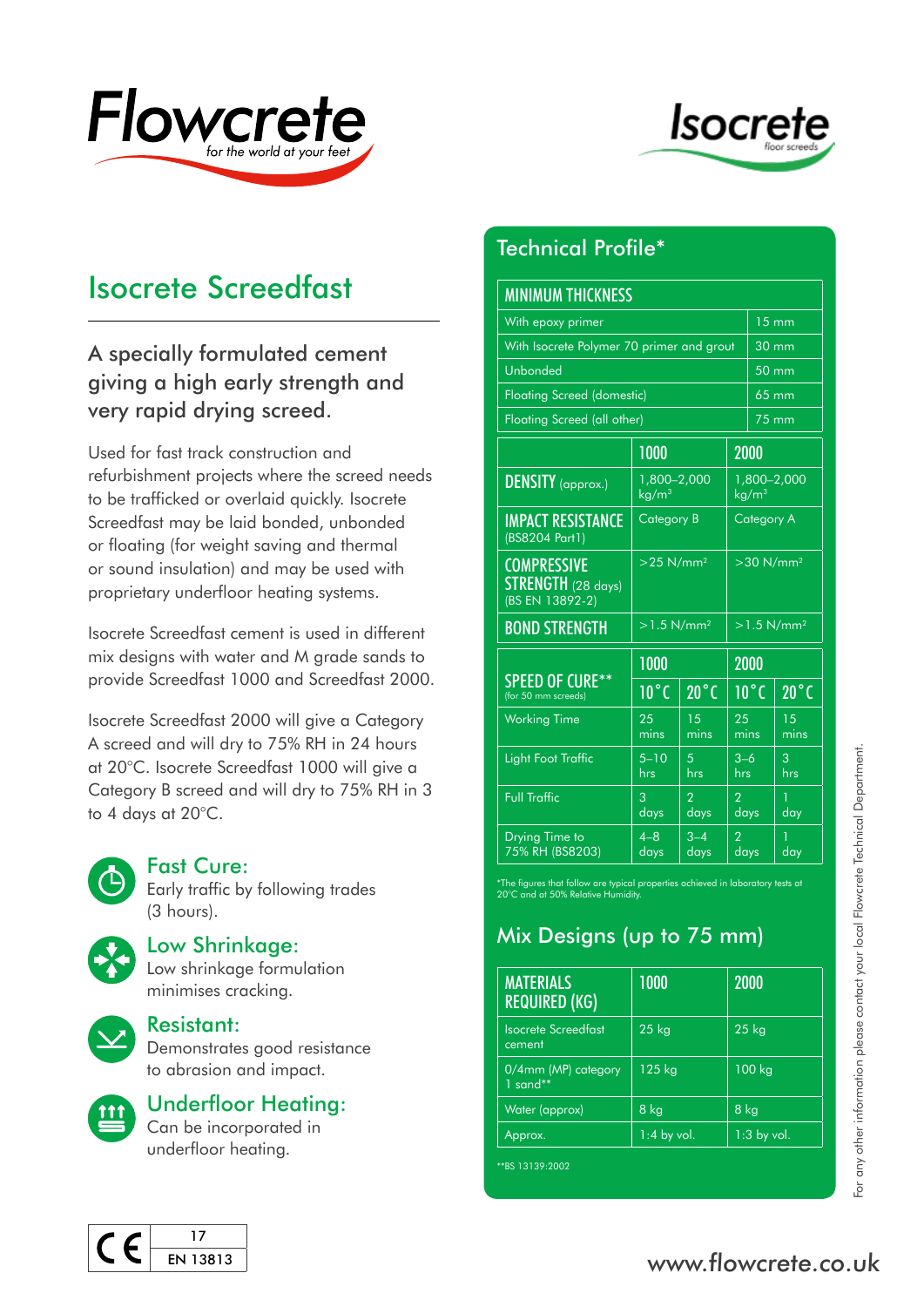Flowcrete

*for the world at your feet*

Isocrete

floor screeds

# Isocrete Screedfast

## A specially formulated cement giving a high early strength and very rapid drying screed.

Used for fast track construction and refurbishment projects where the screed needs to be trafficked or overlaid quickly. Isocrete Screedfast may be laid bonded, unbonded or floating (for weight saving and thermal or sound insulation) and may be used with proprietary underfloor heating systems.

Isocrete Screedfast cement is used in different mix designs with water and M grade sands to provide Screedfast 1000 and Screedfast 2000.

Isocrete Screedfast 2000 will give a Category A screed and will dry to 75% RH in 24 hours at 20°C. Isocrete Screedfast 1000 will give a Category B screed and will dry to 75% RH in 3 to 4 days at 20°C.

### Fast Cure:

Early traffic by following trades (3 hours).

### Low Shrinkage:

Low shrinkage formulation minimises cracking.

### Resistant:

Demonstrates good resistance to abrasion and impact.

### Underfloor Heating:

Can be incorporated in underfloor heating.

CE 17 EN 13813

## Technical Profile*

| MINIMUM THICKNESS | |
|---|---|
| With epoxy primer | 15 mm |
| With Isocrete Polymer 70 primer and grout | 30 mm |
| Unbonded | 50 mm |
| Floating Screed (domestic) | 65 mm |
| Floating Screed (all other) | 75 mm |

| | 1000 | 2000 |
|---|---|---|
| DENSITY (approx.) | 1,800–2,000 kg/m³ | 1,800–2,000 kg/m³ |
| IMPACT RESISTANCE (BS8204 Part1) | Category B | Category A |
| COMPRESSIVE STRENGTH (28 days) (BS EN 13892-2) | >25 N/mm² | >30 N/mm² |
| BOND STRENGTH | >1.5 N/mm² | >1.5 N/mm² |

| SPEED OF CURE** (for 50 mm screeds) | 1000 | | 2000 | |
|---|---|---|---|---|
| | 10°C | 20°C | 10°C | 20°C |
| Working Time | 25 mins | 15 mins | 25 mins | 15 mins |
| Light Foot Traffic | 5–10 hrs | 5 hrs | 3–6 hrs | 3 hrs |
| Full Traffic | 3 days | 2 days | 2 days | 1 day |
| Drying Time to 75% RH (BS8203) | 4–8 days | 3–4 days | 2 days | 1 day |

*The figures that follow are typical properties achieved in laboratory tests at 20°C and at 50% Relative Humidity.

## Mix Designs (up to 75 mm)

| MATERIALS REQUIRED (KG) | 1000 | 2000 |
|---|---|---|
| Isocrete Screedfast cement | 25 kg | 25 kg |
| 0/4mm (MP) category 1 sand** | 125 kg | 100 kg |
| Water (approx) | 8 kg | 8 kg |
| Approx. | 1:4 by vol. | 1:3 by vol. |

**BS 13139:2002

For any other information please contact your local Flowcrete Technical Department.

www.flowcrete.co.uk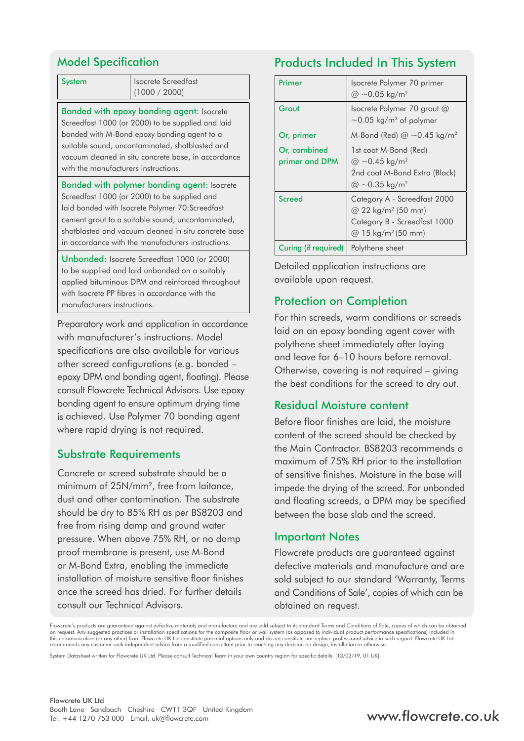## Model Specification

| System | Isocrete Screedfast (1000 / 2000) |
|---|---|

| |
|---|
| **Bonded with epoxy bonding agent:** Isocrete Screedfast 1000 (or 2000) to be supplied and laid bonded with M-Bond epoxy bonding agent to a suitable sound, uncontaminated, shotblasted and vacuum cleaned in situ concrete base, in accordance with the manufacturers instructions. |
| **Bonded with polymer bonding agent:** Isocrete Screedfast 1000 (or 2000) to be supplied and laid bonded with Isocrete Polymer 70:Screedfast cement grout to a suitable sound, uncontaminated, shotblasted and vacuum cleaned in situ concrete base in accordance with the manufacturers instructions. |
| **Unbonded:** Isocrete Screedfast 1000 (or 2000) to be supplied and laid unbonded on a suitably applied bituminous DPM and reinforced throughout with Isocrete PP fibres in accordance with the manufacturers instructions. |

Preparatory work and application in accordance with manufacturer's instructions. Model specifications are also available for various other screed configurations (e.g. bonded – epoxy DPM and bonding agent, floating). Please consult Flowcrete Technical Advisors. Use epoxy bonding agent to ensure optimum drying time is achieved. Use Polymer 70 bonding agent where rapid drying is not required.

## Substrate Requirements

Concrete or screed substrate should be a minimum of 25N/mm$^2$, free from laitance, dust and other contamination. The substrate should be dry to 85% RH as per BS8203 and free from rising damp and ground water pressure. When above 75% RH, or no damp proof membrane is present, use M-Bond or M-Bond Extra, enabling the immediate installation of moisture sensitive floor finishes once the screed has dried. For further details consult our Technical Advisors.

## Products Included In This System

| | |
|---|---|
| Primer | Isocrete Polymer 70 primer @ ~0.05 kg/m$^2$ |
| Grout | Isocrete Polymer 70 grout @ ~0.05 kg/m$^2$ of polymer |
| Or, primer | M-Bond (Red) @ ~0.45 kg/m$^2$ |
| Or, combined primer and DPM | 1st coat M-Bond (Red) @ ~0.45 kg/m$^2$<br>2nd coat M-Bond Extra (Black) @ ~0.35 kg/m$^2$ |
| Screed | Category A - Screedfast 2000 @ 22 kg/m$^2$ (50 mm)<br>Category B - Screedfast 1000 @ 15 kg/m$^2$ (50 mm) |
| Curing (if required) | Polythene sheet |

Detailed application instructions are available upon request.

## Protection on Completion

For thin screeds, warm conditions or screeds laid on an epoxy bonding agent cover with polythene sheet immediately after laying and leave for 6–10 hours before removal. Otherwise, covering is not required – giving the best conditions for the screed to dry out.

## Residual Moisture content

Before floor finishes are laid, the moisture content of the screed should be checked by the Main Contractor. BS8203 recommends a maximum of 75% RH prior to the installation of sensitive finishes. Moisture in the base will impede the drying of the screed. For unbonded and floating screeds, a DPM may be specified between the base slab and the screed.

## Important Notes

Flowcrete products are guaranteed against defective materials and manufacture and are sold subject to our standard 'Warranty, Terms and Conditions of Sale', copies of which can be obtained on request.

Flowcrete's products are guaranteed against defective materials and manufacture and are sold subject to its standard Terms and Conditions of Sale, copies of which can be obtained on request. Any suggested practices or installation specifications for the composite floor or wall system (as opposed to individual product performance specifications) included in this communication (or any other) from Flowcrete UK Ltd constitute potential options only and do not constitute nor replace professional advice in such regard. Flowcrete UK Ltd recommends any customer seek independent advice from a qualified consultant prior to reaching any decision on design, installation or otherwise.

System Datasheet written for Flowcrete UK Ltd. Please consult Technical Team in your own country region for specific details. [13/02/19, 01 UK]

**Flowcrete UK Ltd**
Booth Lane Sandbach Cheshire CW11 3QF United Kingdom
Tel: +44 1270 753 000 Email: uk@flowcrete.com

www.flowcrete.co.uk